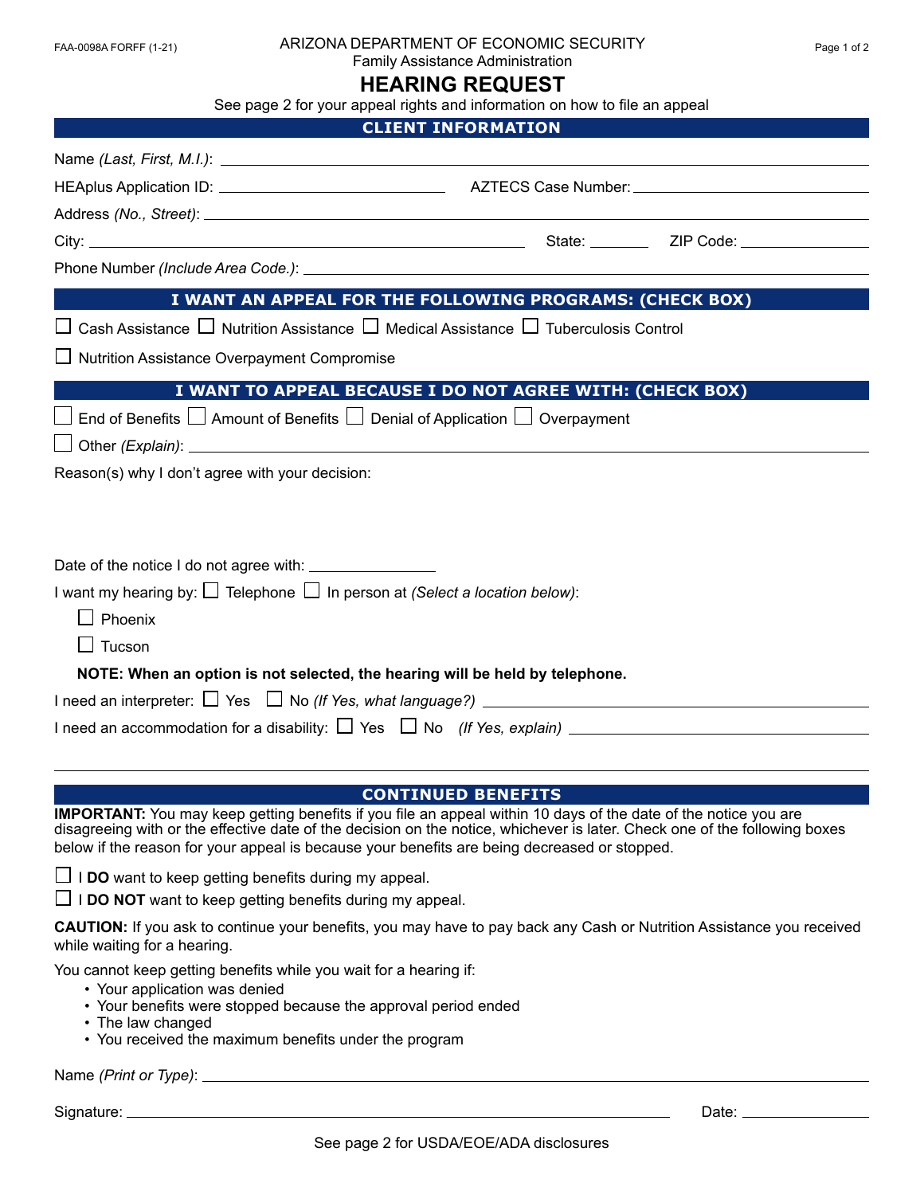FAA-0098A FORFF (1-21)

ARIZONA DEPARTMENT OF ECONOMIC SECURITY
Family Assistance Administration

# HEARING REQUEST

See page 2 for your appeal rights and information on how to file an appeal

## CLIENT INFORMATION

Name *(Last, First, M.I.)*: ______________________________

HEAplus Application ID: ______________________ AZTECS Case Number: ______________________

Address *(No., Street)*: ______________________________

City: ______________________ State: ________ ZIP Code: ____________

Phone Number *(Include Area Code.)*: ______________________________

## I WANT AN APPEAL FOR THE FOLLOWING PROGRAMS: (CHECK BOX)

☐ Cash Assistance ☐ Nutrition Assistance ☐ Medical Assistance ☐ Tuberculosis Control

☐ Nutrition Assistance Overpayment Compromise

## I WANT TO APPEAL BECAUSE I DO NOT AGREE WITH: (CHECK BOX)

☐ End of Benefits ☐ Amount of Benefits ☐ Denial of Application ☐ Overpayment

☐ Other *(Explain)*: ______________________________

Reason(s) why I don't agree with your decision:

Date of the notice I do not agree with: ______________

I want my hearing by: ☐ Telephone ☐ In person at *(Select a location below)*:

☐ Phoenix

☐ Tucson

**NOTE: When an option is not selected, the hearing will be held by telephone.**

I need an interpreter: ☐ Yes ☐ No *(If Yes, what language?)* ______________________

I need an accommodation for a disability: ☐ Yes ☐ No *(If Yes, explain)* ______________________

## CONTINUED BENEFITS

**IMPORTANT:** You may keep getting benefits if you file an appeal within 10 days of the date of the notice you are disagreeing with or the effective date of the decision on the notice, whichever is later. Check one of the following boxes below if the reason for your appeal is because your benefits are being decreased or stopped.

☐ I **DO** want to keep getting benefits during my appeal.

☐ I **DO NOT** want to keep getting benefits during my appeal.

**CAUTION:** If you ask to continue your benefits, you may have to pay back any Cash or Nutrition Assistance you received while waiting for a hearing.

You cannot keep getting benefits while you wait for a hearing if:

- Your application was denied
- Your benefits were stopped because the approval period ended
- The law changed
- You received the maximum benefits under the program

Name *(Print or Type)*: ______________________________

Signature: ______________________________ Date: ______________

See page 2 for USDA/EOE/ADA disclosures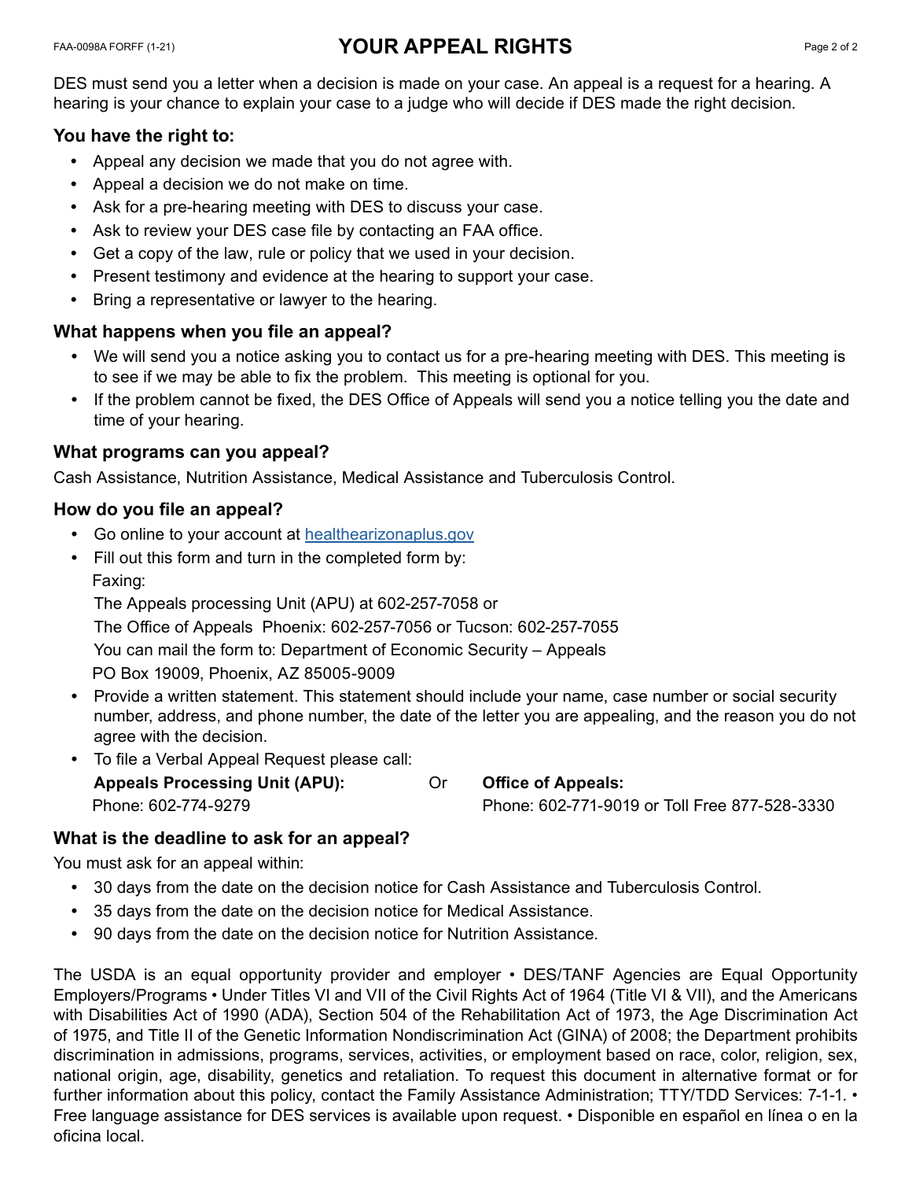# YOUR APPEAL RIGHTS

DES must send you a letter when a decision is made on your case. An appeal is a request for a hearing. A hearing is your chance to explain your case to a judge who will decide if DES made the right decision.

### You have the right to:

- Appeal any decision we made that you do not agree with.
- Appeal a decision we do not make on time.
- Ask for a pre-hearing meeting with DES to discuss your case.
- Ask to review your DES case file by contacting an FAA office.
- Get a copy of the law, rule or policy that we used in your decision.
- Present testimony and evidence at the hearing to support your case.
- Bring a representative or lawyer to the hearing.

### What happens when you file an appeal?

- We will send you a notice asking you to contact us for a pre-hearing meeting with DES. This meeting is to see if we may be able to fix the problem. This meeting is optional for you.
- If the problem cannot be fixed, the DES Office of Appeals will send you a notice telling you the date and time of your hearing.

### What programs can you appeal?

Cash Assistance, Nutrition Assistance, Medical Assistance and Tuberculosis Control.

### How do you file an appeal?

- Go online to your account at healthearizonaplus.gov
- Fill out this form and turn in the completed form by:
  Faxing:
  The Appeals processing Unit (APU) at 602-257-7058 or
  The Office of Appeals Phoenix: 602-257-7056 or Tucson: 602-257-7055
  You can mail the form to: Department of Economic Security – Appeals
  PO Box 19009, Phoenix, AZ 85005-9009
- Provide a written statement. This statement should include your name, case number or social security number, address, and phone number, the date of the letter you are appealing, and the reason you do not agree with the decision.
- To file a Verbal Appeal Request please call:
  **Appeals Processing Unit (APU):** Phone: 602-774-9279
  Or
  **Office of Appeals:** Phone: 602-771-9019 or Toll Free 877-528-3330

### What is the deadline to ask for an appeal?

You must ask for an appeal within:

- 30 days from the date on the decision notice for Cash Assistance and Tuberculosis Control.
- 35 days from the date on the decision notice for Medical Assistance.
- 90 days from the date on the decision notice for Nutrition Assistance.

The USDA is an equal opportunity provider and employer • DES/TANF Agencies are Equal Opportunity Employers/Programs • Under Titles VI and VII of the Civil Rights Act of 1964 (Title VI & VII), and the Americans with Disabilities Act of 1990 (ADA), Section 504 of the Rehabilitation Act of 1973, the Age Discrimination Act of 1975, and Title II of the Genetic Information Nondiscrimination Act (GINA) of 2008; the Department prohibits discrimination in admissions, programs, services, activities, or employment based on race, color, religion, sex, national origin, age, disability, genetics and retaliation. To request this document in alternative format or for further information about this policy, contact the Family Assistance Administration; TTY/TDD Services: 7-1-1. • Free language assistance for DES services is available upon request. • Disponible en español en línea o en la oficina local.